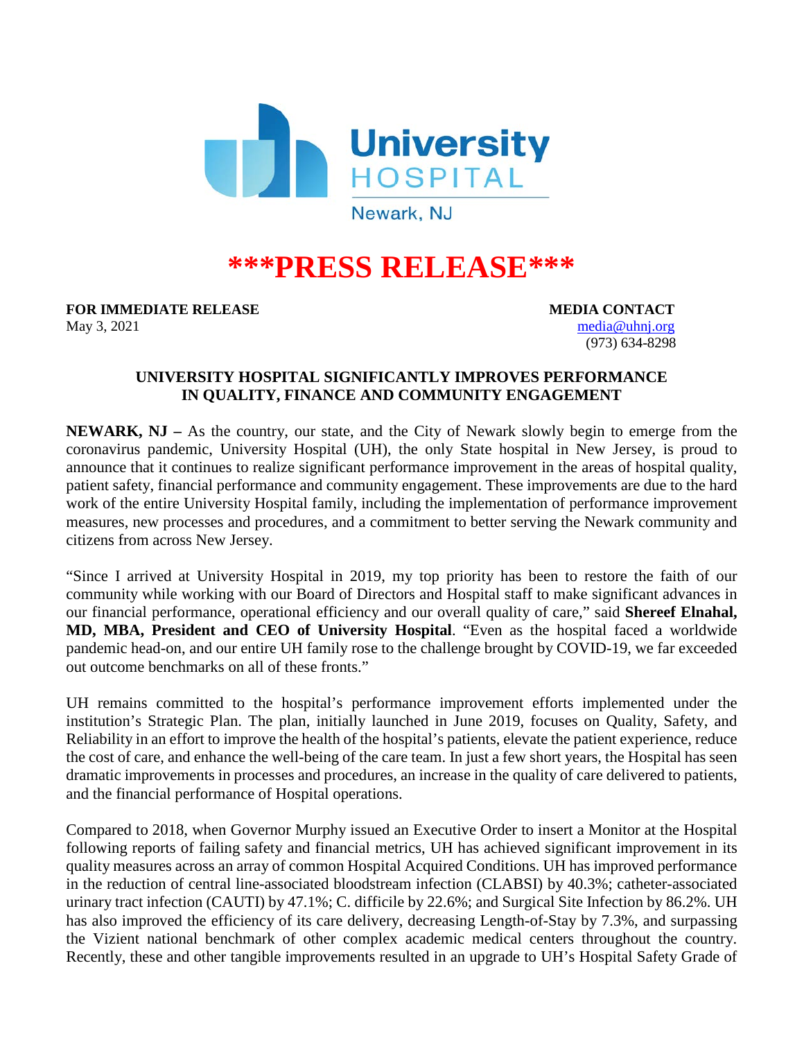University HOSPITAL

Newark, NJ

# \*\*\*PRESS RELEASE\*\*\*

**FOR IMMEDIATE RELEASE**
May 3, 2021

**MEDIA CONTACT**
media@uhnj.org
(973) 634-8298

## UNIVERSITY HOSPITAL SIGNIFICANTLY IMPROVES PERFORMANCE IN QUALITY, FINANCE AND COMMUNITY ENGAGEMENT

**NEWARK, NJ –** As the country, our state, and the City of Newark slowly begin to emerge from the coronavirus pandemic, University Hospital (UH), the only State hospital in New Jersey, is proud to announce that it continues to realize significant performance improvement in the areas of hospital quality, patient safety, financial performance and community engagement. These improvements are due to the hard work of the entire University Hospital family, including the implementation of performance improvement measures, new processes and procedures, and a commitment to better serving the Newark community and citizens from across New Jersey.

"Since I arrived at University Hospital in 2019, my top priority has been to restore the faith of our community while working with our Board of Directors and Hospital staff to make significant advances in our financial performance, operational efficiency and our overall quality of care," said **Shereef Elnahal, MD, MBA, President and CEO of University Hospital**. "Even as the hospital faced a worldwide pandemic head-on, and our entire UH family rose to the challenge brought by COVID-19, we far exceeded out outcome benchmarks on all of these fronts."

UH remains committed to the hospital's performance improvement efforts implemented under the institution's Strategic Plan. The plan, initially launched in June 2019, focuses on Quality, Safety, and Reliability in an effort to improve the health of the hospital's patients, elevate the patient experience, reduce the cost of care, and enhance the well-being of the care team. In just a few short years, the Hospital has seen dramatic improvements in processes and procedures, an increase in the quality of care delivered to patients, and the financial performance of Hospital operations.

Compared to 2018, when Governor Murphy issued an Executive Order to insert a Monitor at the Hospital following reports of failing safety and financial metrics, UH has achieved significant improvement in its quality measures across an array of common Hospital Acquired Conditions. UH has improved performance in the reduction of central line-associated bloodstream infection (CLABSI) by 40.3%; catheter-associated urinary tract infection (CAUTI) by 47.1%; C. difficile by 22.6%; and Surgical Site Infection by 86.2%. UH has also improved the efficiency of its care delivery, decreasing Length-of-Stay by 7.3%, and surpassing the Vizient national benchmark of other complex academic medical centers throughout the country. Recently, these and other tangible improvements resulted in an upgrade to UH's Hospital Safety Grade of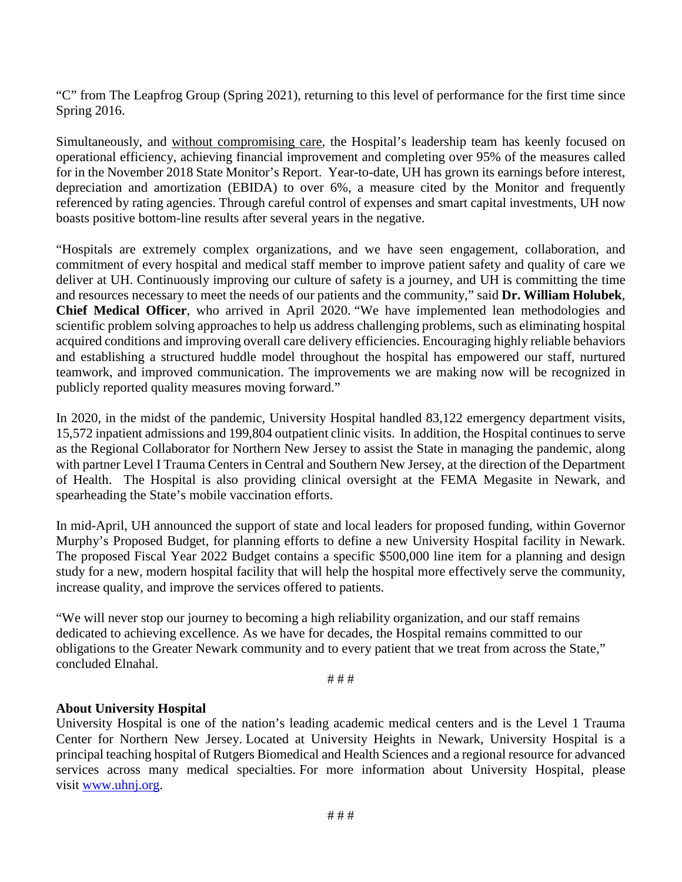"C" from The Leapfrog Group (Spring 2021), returning to this level of performance for the first time since Spring 2016.

Simultaneously, and without compromising care, the Hospital's leadership team has keenly focused on operational efficiency, achieving financial improvement and completing over 95% of the measures called for in the November 2018 State Monitor's Report. Year-to-date, UH has grown its earnings before interest, depreciation and amortization (EBIDA) to over 6%, a measure cited by the Monitor and frequently referenced by rating agencies. Through careful control of expenses and smart capital investments, UH now boasts positive bottom-line results after several years in the negative.

"Hospitals are extremely complex organizations, and we have seen engagement, collaboration, and commitment of every hospital and medical staff member to improve patient safety and quality of care we deliver at UH. Continuously improving our culture of safety is a journey, and UH is committing the time and resources necessary to meet the needs of our patients and the community," said **Dr. William Holubek**, **Chief Medical Officer**, who arrived in April 2020. "We have implemented lean methodologies and scientific problem solving approaches to help us address challenging problems, such as eliminating hospital acquired conditions and improving overall care delivery efficiencies. Encouraging highly reliable behaviors and establishing a structured huddle model throughout the hospital has empowered our staff, nurtured teamwork, and improved communication. The improvements we are making now will be recognized in publicly reported quality measures moving forward."

In 2020, in the midst of the pandemic, University Hospital handled 83,122 emergency department visits, 15,572 inpatient admissions and 199,804 outpatient clinic visits. In addition, the Hospital continues to serve as the Regional Collaborator for Northern New Jersey to assist the State in managing the pandemic, along with partner Level I Trauma Centers in Central and Southern New Jersey, at the direction of the Department of Health. The Hospital is also providing clinical oversight at the FEMA Megasite in Newark, and spearheading the State's mobile vaccination efforts.

In mid-April, UH announced the support of state and local leaders for proposed funding, within Governor Murphy's Proposed Budget, for planning efforts to define a new University Hospital facility in Newark. The proposed Fiscal Year 2022 Budget contains a specific $500,000 line item for a planning and design study for a new, modern hospital facility that will help the hospital more effectively serve the community, increase quality, and improve the services offered to patients.

"We will never stop our journey to becoming a high reliability organization, and our staff remains dedicated to achieving excellence. As we have for decades, the Hospital remains committed to our obligations to the Greater Newark community and to every patient that we treat from across the State," concluded Elnahal.

# # #

**About University Hospital**

University Hospital is one of the nation's leading academic medical centers and is the Level 1 Trauma Center for Northern New Jersey. Located at University Heights in Newark, University Hospital is a principal teaching hospital of Rutgers Biomedical and Health Sciences and a regional resource for advanced services across many medical specialties. For more information about University Hospital, please visit [www.uhnj.org](www.uhnj.org).

# # #